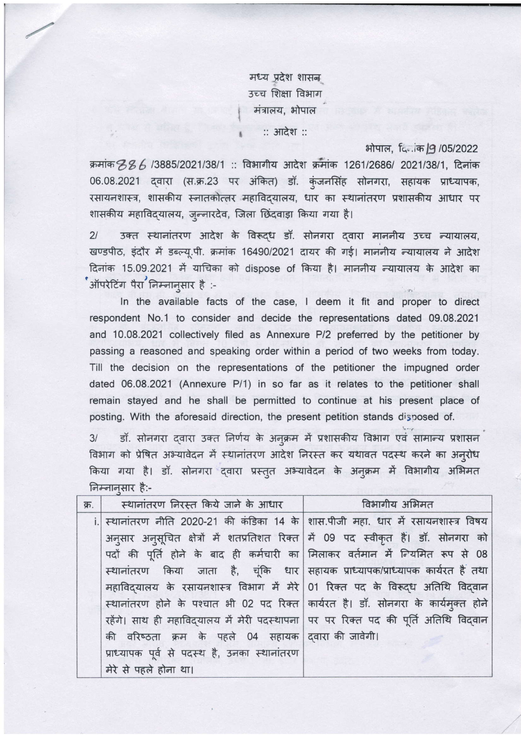मध्य प्रदेश शासन

उच्च शिक्षा विभाग

मंत्रालय, भोपाल

:: आदेश ::

भोपाल, दिनांक 19/05/2022

क्रमांक 886 /3885/2021/38/1 :: विभागीय आदेश क्रमांक 1261/2686/ 2021/38/1, दिनांक 06.08.2021 द्वारा (स.क्र.23 पर अंकित) डॉ. कुंजनसिंह सोनगरा, सहायक प्राध्यापक, रसायनशास्त्र, शासकीय स्नातकोत्तर महाविद्यालय, धार का स्थानांतरण प्रशासकीय आधार पर शासकीय महाविद्यालय, जुन्नारदेव, जिला छिंदवाड़ा किया गया है।

2/ उक्त स्थानांतरण आदेश के विरूद्ध डॉ. सोनगरा द्वारा माननीय उच्च न्यायालय, खण्डपीठ, इंदौर में डब्ल्यू.पी. क्रमांक 16490/2021 दायर की गई। माननीय न्यायालय ने आदेश दिनांक 15.09.2021 में याचिका को dispose of किया है। माननीय न्यायालय के आदेश का ऑपरेटिंग पैरा निम्नानुसार है :-

In the available facts of the case, I deem it fit and proper to direct respondent No.1 to consider and decide the representations dated 09.08.2021 and 10.08.2021 collectively filed as Annexure P/2 preferred by the petitioner by passing a reasoned and speaking order within a period of two weeks from today. Till the decision on the representations of the petitioner the impugned order dated 06.08.2021 (Annexure P/1) in so far as it relates to the petitioner shall remain stayed and he shall be permitted to continue at his present place of posting. With the aforesaid direction, the present petition stands disposed of.

3/ डॉ. सोनगरा द्वारा उक्त निर्णय के अनुक्रम में प्रशासकीय विभाग एवं सामान्य प्रशासन विभाग को प्रेषित अभ्यावेदन में स्थानांतरण आदेश निरस्त कर यथावत पदस्थ करने का अनुरोध किया गया है। डॉ. सोनगरा द्वारा प्रस्तुत अभ्यावेदन के अनुक्रम में विभागीय अभिमत निम्नानुसार है:-

| क्र. | स्थानांतरण निरस्त किये जाने के आधार | विभागीय अभिमत |
|---|---|---|
| i. | स्थानांतरण नीति 2020-21 की कंडिका 14 के अनुसार अनुसूचित क्षेत्रों में शतप्रतिशत रिक्त पदों की पूर्ति होने के बाद ही कर्मचारी का स्थानांतरण किया जाता है, चूंकि धार महाविद्यालय के रसायनशास्त्र विभाग में मेरे स्थानांतरण होने के पश्चात भी 02 पद रिक्त रहेंगे। साथ ही महाविद्यालय में मेरी पदस्थापना की वरिष्ठता क्रम के पहले 04 सहायक प्राध्यापक पूर्व से पदस्थ है, उनका स्थानांतरण मेरे से पहले होना था। | शास.पीजी महा. धार में रसायनशास्त्र विषय में 09 पद स्वीकृत हैं। डॉ. सोनगरा को मिलाकर वर्तमान में नियमित रूप से 08 सहायक प्राध्यापक/प्राध्यापक कार्यरत है तथा 01 रिक्त पद के विरूद्ध अतिथि विद्वान कार्यरत है। डॉ. सोनगरा के कार्यमुक्त होने पर पर रिक्त पद की पूर्ति अतिथि विद्वान द्वारा की जावेगी। |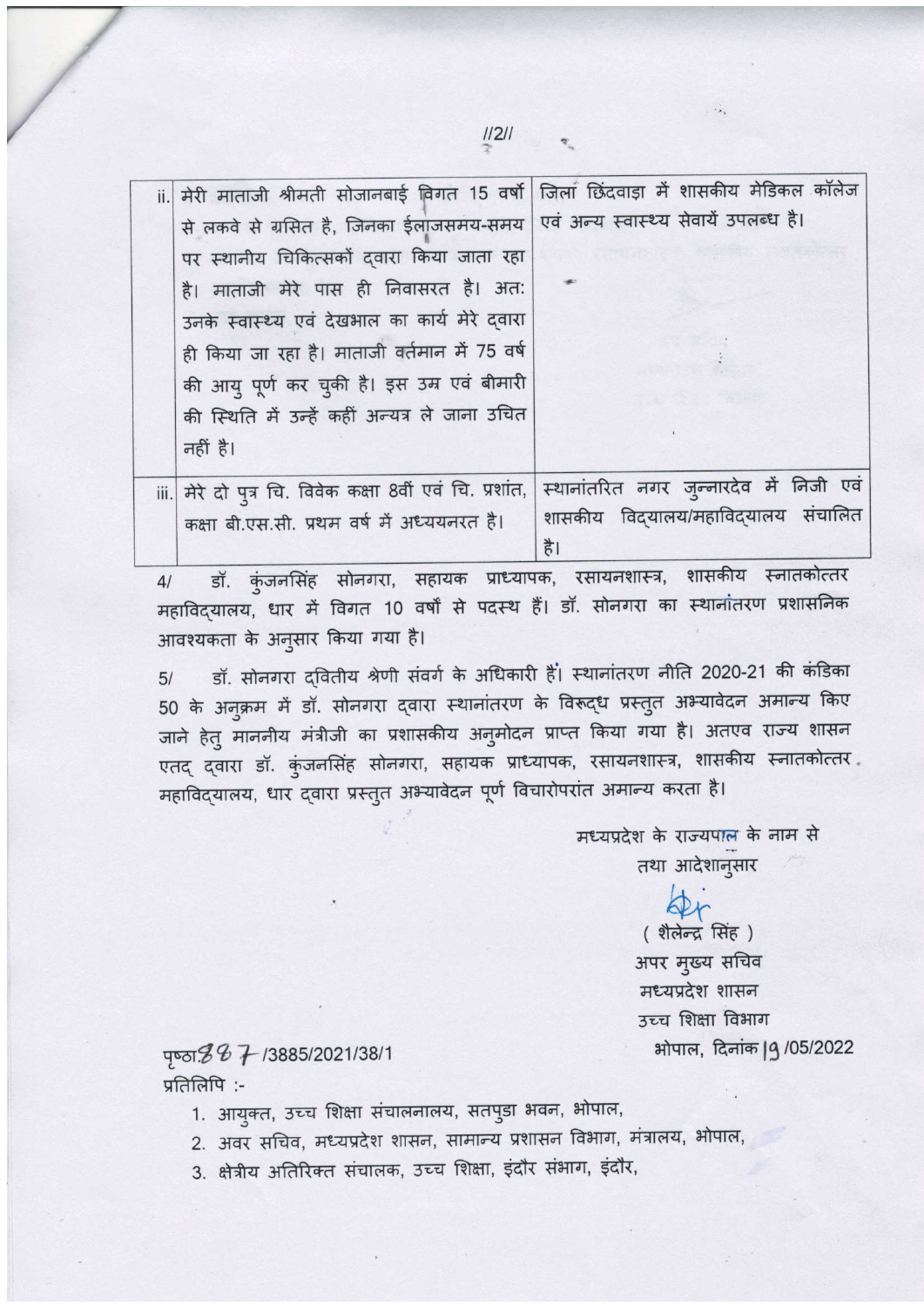| | | |
|---|---|---|
| ii. | मेरी माताजी श्रीमती सोजानबाई विगत 15 वर्षो से लकवे से ग्रसित है, जिनका ईलाजसमय-समय पर स्थानीय चिकित्सकों द्वारा किया जाता रहा है। माताजी मेरे पास ही निवासरत है। अतः उनके स्वास्थ्य एवं देखभाल का कार्य मेरे द्वारा ही किया जा रहा है। माताजी वर्तमान में 75 वर्ष की आयु पूर्ण कर चुकी है। इस उम्र एवं बीमारी की स्थिति में उन्हें कहीं अन्यत्र ले जाना उचित नहीं है। | जिला छिंदवाड़ा में शासकीय मेडिकल कॉलेज एवं अन्य स्वास्थ्य सेवायें उपलब्ध है। |
| iii. | मेरे दो पुत्र चि. विवेक कक्षा 8वीं एवं चि. प्रशांत, कक्षा बी.एस.सी. प्रथम वर्ष में अध्ययनरत है। | स्थानांतरित नगर जुन्नारदेव में निजी एवं शासकीय विद्यालय/महाविद्यालय संचालित है। |

4/ डॉ. कुंजनसिंह सोनगरा, सहायक प्राध्यापक, रसायनशास्त्र, शासकीय स्नातकोत्तर महाविद्यालय, धार में विगत 10 वर्षों से पदस्थ हैं। डॉ. सोनगरा का स्थानांतरण प्रशासनिक आवश्यकता के अनुसार किया गया है।

5/ डॉ. सोनगरा द्वितीय श्रेणी संवर्ग के अधिकारी हैं। स्थानांतरण नीति 2020-21 की कंडिका 50 के अनुक्रम में डॉ. सोनगरा द्वारा स्थानांतरण के विरूद्ध प्रस्तुत अभ्यावेदन अमान्य किए जाने हेतु माननीय मंत्रीजी का प्रशासकीय अनुमोदन प्राप्त किया गया है। अतएव राज्य शासन एतद् द्वारा डॉ. कुंजनसिंह सोनगरा, सहायक प्राध्यापक, रसायनशास्त्र, शासकीय स्नातकोत्तर महाविद्यालय, धार द्वारा प्रस्तुत अभ्यावेदन पूर्ण विचारोपरांत अमान्य करता है।

मध्यप्रदेश के राज्यपाल के नाम से
तथा आदेशानुसार

( शैलेन्द्र सिंह )
अपर मुख्य सचिव
मध्यप्रदेश शासन
उच्च शिक्षा विभाग
भोपाल, दिनांक 19 /05/2022

पृष्ठा.887 /3885/2021/38/1

प्रतिलिपि :-

1. आयुक्त, उच्च शिक्षा संचालनालय, सतपुडा भवन, भोपाल,
2. अवर सचिव, मध्यप्रदेश शासन, सामान्य प्रशासन विभाग, मंत्रालय, भोपाल,
3. क्षेत्रीय अतिरिक्त संचालक, उच्च शिक्षा, इंदौर संभाग, इंदौर,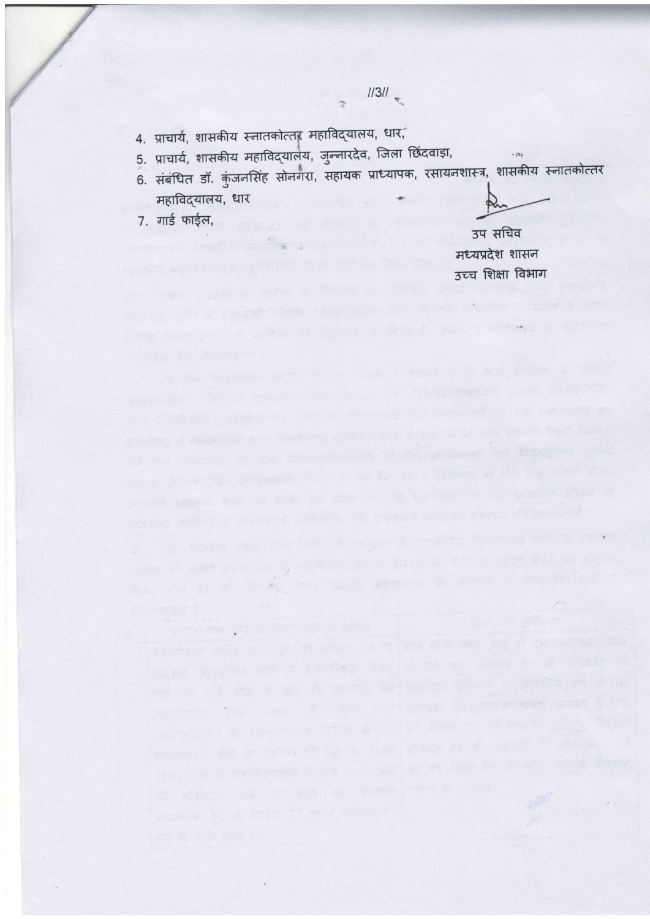//3//

4. प्राचार्य, शासकीय स्नातकोत्तर महाविद्यालय, धार,
5. प्राचार्य, शासकीय महाविद्यालय, जुन्नारदेव, जिला छिंदवाड़ा,
6. संबंधित डॉ. कुंजनसिंह सोनगरा, सहायक प्राध्यापक, रसायनशास्त्र, शासकीय स्नातकोत्तर महाविद्यालय, धार
7. गार्ड फाईल,

उप सचिव
मध्यप्रदेश शासन
उच्च शिक्षा विभाग